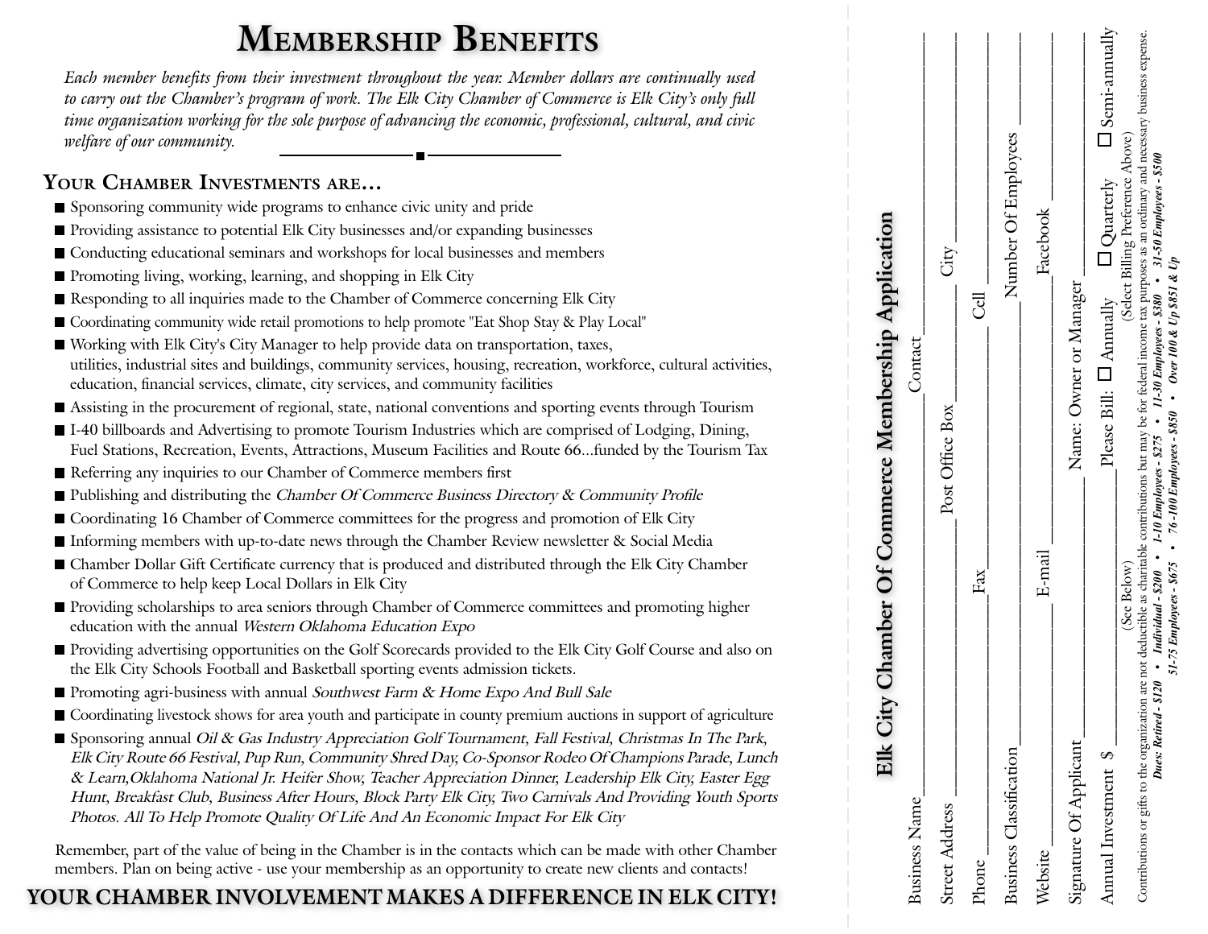# Membership Benefits

*Each member benefits from their investment throughout the year. Member dollars are continually used to carry out the Chamber's program of work. The Elk City Chamber of Commerce is Elk City's only full time organization working for the sole purpose of advancing the economic, professional, cultural, and civic welfare of our community.*

## Your Chamber Investments are...

- Sponsoring community wide programs to enhance civic unity and pride
- Providing assistance to potential Elk City businesses and/or expanding businesses
- Conducting educational seminars and workshops for local businesses and members
- Promoting living, working, learning, and shopping in Elk City
- Responding to all inquiries made to the Chamber of Commerce concerning Elk City
- Coordinating community wide retail promotions to help promote "Eat Shop Stay & Play Local"
- Working with Elk City's City Manager to help provide data on transportation, taxes, utilities, industrial sites and buildings, community services, housing, recreation, workforce, cultural activities, education, financial services, climate, city services, and community facilities
- Assisting in the procurement of regional, state, national conventions and sporting events through Tourism
- I-40 billboards and Advertising to promote Tourism Industries which are comprised of Lodging, Dining, Fuel Stations, Recreation, Events, Attractions, Museum Facilities and Route 66...funded by the Tourism Tax
- Referring any inquiries to our Chamber of Commerce members first
- Publishing and distributing the *Chamber Of Commerce Business Directory & Community Profile*
- Coordinating 16 Chamber of Commerce committees for the progress and promotion of Elk City
- Informing members with up-to-date news through the Chamber Review newsletter & Social Media
- Chamber Dollar Gift Certificate currency that is produced and distributed through the Elk City Chamber of Commerce to help keep Local Dollars in Elk City
- Providing scholarships to area seniors through Chamber of Commerce committees and promoting higher education with the annual *Western Oklahoma Education Expo*
- Providing advertising opportunities on the Golf Scorecards provided to the Elk City Golf Course and also on the Elk City Schools Football and Basketball sporting events admission tickets.
- Promoting agri-business with annual *Southwest Farm & Home Expo And Bull Sale*
- Coordinating livestock shows for area youth and participate in county premium auctions in support of agriculture
- Sponsoring annual *Oil & Gas Industry Appreciation Golf Tournament, Fall Festival, Christmas In The Park, Elk City Route 66 Festival, Pup Run, Community Shred Day, Co-Sponsor Rodeo Of Champions Parade, Lunch & Learn,Oklahoma National Jr. Heifer Show, Teacher Appreciation Dinner, Leadership Elk City, Easter Egg Hunt, Breakfast Club, Business After Hours, Block Party Elk City, Two Carnivals And Providing Youth Sports Photos. All To Help Promote Quality Of Life And An Economic Impact For Elk City*

Remember, part of the value of being in the Chamber is in the contacts which can be made with other Chamber members. Plan on being active - use your membership as an opportunity to create new clients and contacts!

**YOUR CHAMBER INVOLVEMENT MAKES A DIFFERENCE IN ELK CITY!**

## Elk City Chamber Of Commerce Membership Application

Business Name \_\_\_\_\_\_\_\_\_\_\_\_\_\_\_\_\_\_\_\_ Contact \_\_\_\_\_\_\_\_\_\_\_\_\_\_\_\_\_\_\_\_

Street Address \_\_\_\_\_\_\_\_\_\_\_\_\_\_\_\_\_\_\_\_ Post Office Box \_\_\_\_\_\_\_\_\_\_ City \_\_\_\_\_\_\_\_\_\_

Phone \_\_\_\_\_\_\_\_\_\_\_\_\_\_\_\_ Fax \_\_\_\_\_\_\_\_\_\_\_\_\_\_\_\_ Cell \_\_\_\_\_\_\_\_\_\_\_\_\_\_\_\_

Business Classification \_\_\_\_\_\_\_\_\_\_\_\_\_\_\_\_\_\_\_\_ Number Of Employees \_\_\_\_\_\_\_\_\_\_

Website \_\_\_\_\_\_\_\_\_\_\_\_\_\_\_\_ E-mail \_\_\_\_\_\_\_\_\_\_\_\_\_\_\_\_ Facebook \_\_\_\_\_\_\_\_\_\_\_\_\_\_\_\_

Signature Of Applicant \_\_\_\_\_\_\_\_\_\_\_\_\_\_\_\_\_\_\_\_ Name: Owner or Manager \_\_\_\_\_\_\_\_\_\_\_\_\_\_\_\_

Annual Investment $ \_\_\_\_\_\_\_\_\_\_ (See Below) Please Bill: ☐ Annually ☐ Quarterly ☐ Semi-annually (Select Billing Preference Above)

Contributions or gifts to the organization are not deductible as charitable contributions but may be for federal income tax purposes as an ordinary and necessary business expense.

***Dues: Retired - $120 • Individual - $200 • 1-10 Employees - $275 • 11-30 Employees - $380 • 31-50 Employees - $500***
***51-75 Employees - $675 • 76-100 Employees - $850 • Over 100 & Up $851 & Up***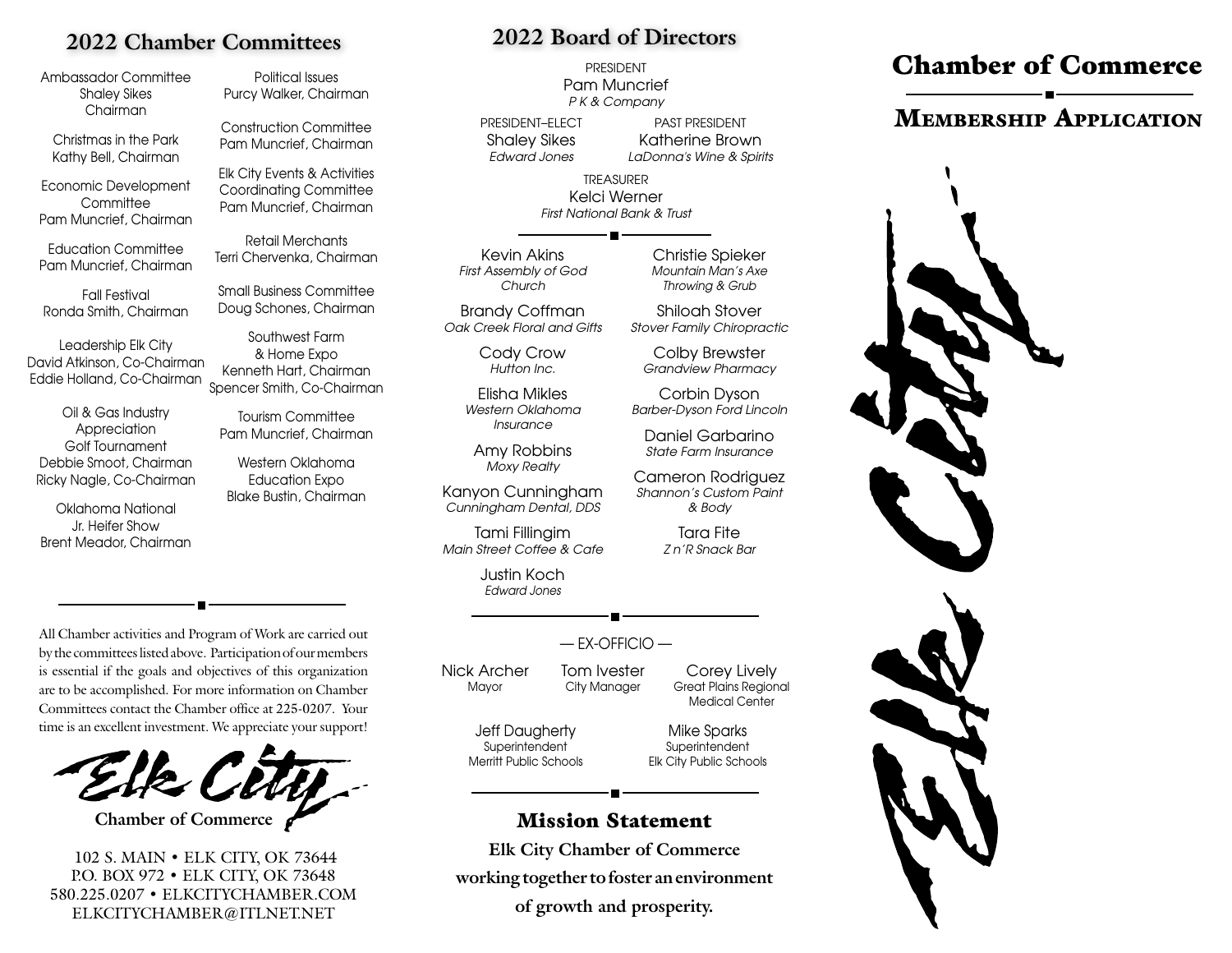## 2022 Chamber Committees

Ambassador Committee
Shaley Sikes
Chairman

Christmas in the Park
Kathy Bell, Chairman

Economic Development Committee
Pam Muncrief, Chairman

Education Committee
Pam Muncrief, Chairman

Fall Festival
Ronda Smith, Chairman

Leadership Elk City
David Atkinson, Co-Chairman
Eddie Holland, Co-Chairman

Oil & Gas Industry Appreciation Golf Tournament
Debbie Smoot, Chairman
Ricky Nagle, Co-Chairman

Oklahoma National Jr. Heifer Show
Brent Meador, Chairman

Political Issues
Purcy Walker, Chairman

Construction Committee
Pam Muncrief, Chairman

Elk City Events & Activities Coordinating Committee
Pam Muncrief, Chairman

Retail Merchants
Terri Chervenka, Chairman

Small Business Committee
Doug Schones, Chairman

Southwest Farm & Home Expo
Kenneth Hart, Chairman
Spencer Smith, Co-Chairman

Tourism Committee
Pam Muncrief, Chairman

Western Oklahoma Education Expo
Blake Bustin, Chairman

All Chamber activities and Program of Work are carried out by the committees listed above. Participation of our members is essential if the goals and objectives of this organization are to be accomplished. For more information on Chamber Committees contact the Chamber office at 225-0207. Your time is an excellent investment. We appreciate your support!

Elk City
Chamber of Commerce

102 S. MAIN • ELK CITY, OK 73644
P.O. BOX 972 • ELK CITY, OK 73648
580.225.0207 • ELKCITYCHAMBER.COM
ELKCITYCHAMBER@ITLNET.NET

## 2022 Board of Directors

PRESIDENT
Pam Muncrief
*P K & Company*

PRESIDENT–ELECT
Shaley Sikes
*Edward Jones*

PAST PRESIDENT
Katherine Brown
*LaDonna's Wine & Spirits*

TREASURER
Kelci Werner
*First National Bank & Trust*

Kevin Akins
*First Assembly of God Church*

Brandy Coffman
*Oak Creek Floral and Gifts*

Cody Crow
*Hutton Inc.*

Elisha Mikles
*Western Oklahoma Insurance*

Amy Robbins
*Moxy Realty*

Kanyon Cunningham
*Cunningham Dental, DDS*

Tami Fillingim
*Main Street Coffee & Cafe*

Justin Koch
*Edward Jones*

Christie Spieker
*Mountain Man's Axe Throwing & Grub*

Shiloah Stover
*Stover Family Chiropractic*

Colby Brewster
*Grandview Pharmacy*

Corbin Dyson
*Barber-Dyson Ford Lincoln*

Daniel Garbarino
*State Farm Insurance*

Cameron Rodriguez
*Shannon's Custom Paint & Body*

Tara Fite
*Z n'R Snack Bar*

— EX-OFFICIO —

Nick Archer
Mayor

Tom Ivester
City Manager

Corey Lively
Great Plains Regional Medical Center

Jeff Daugherty
Superintendent
Merritt Public Schools

Mike Sparks
Superintendent
Elk City Public Schools

## Mission Statement

**Elk City Chamber of Commerce working together to foster an environment of growth and prosperity.**

# Chamber of Commerce

## Membership Application

Elk City